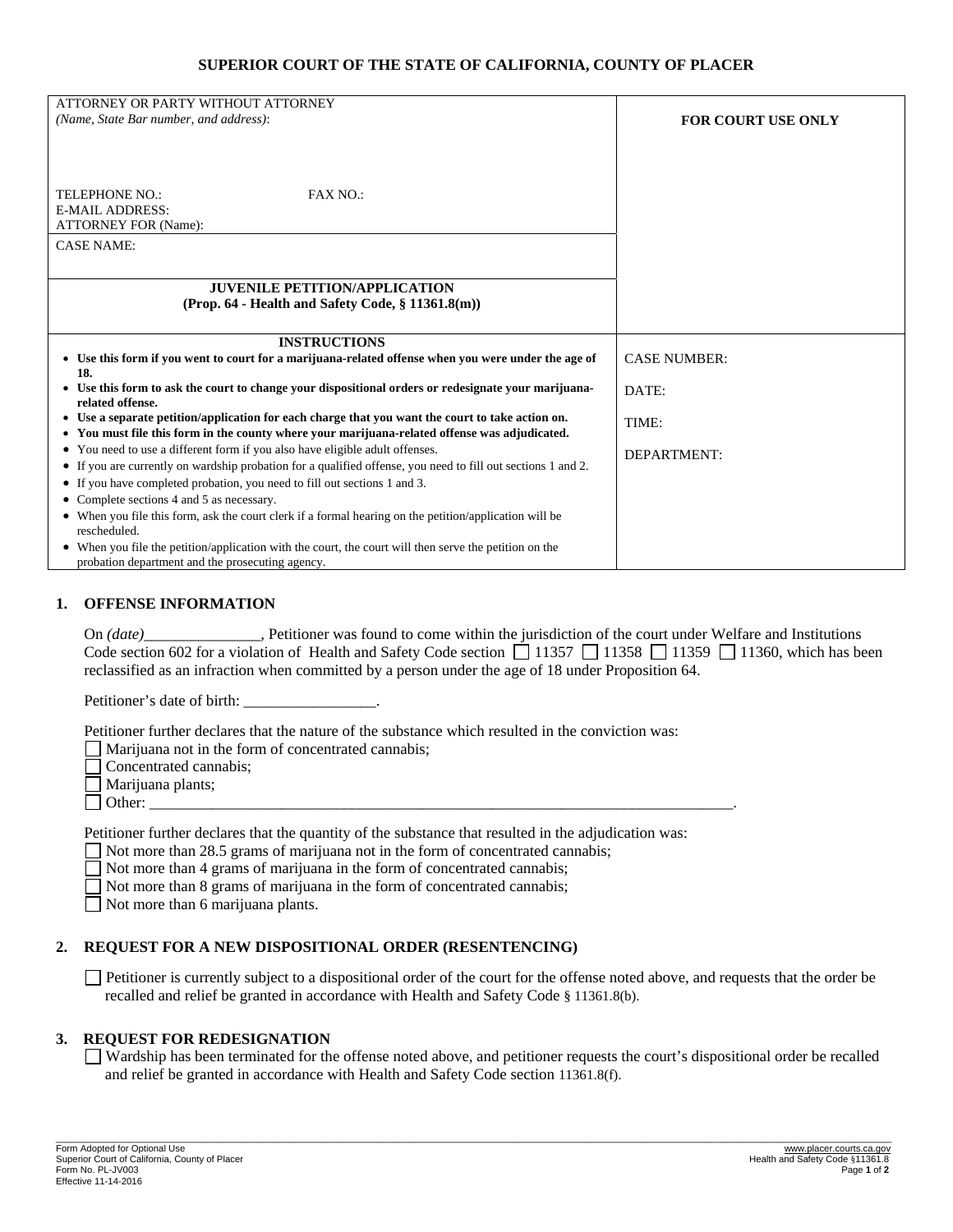**SUPERIOR COURT OF THE STATE OF CALIFORNIA, COUNTY OF PLACER**

| ATTORNEY OR PARTY WITHOUT ATTORNEY *(Name, State Bar number, and address)*: <br><br> TELEPHONE NO.: FAX NO.: <br> E-MAIL ADDRESS: <br> ATTORNEY FOR (Name): | **FOR COURT USE ONLY** |
|---|---|
| CASE NAME: | |
| **JUVENILE PETITION/APPLICATION** <br> **(Prop. 64 - Health and Safety Code, § 11361.8(m))** | |
| **INSTRUCTIONS** <br> • **Use this form if you went to court for a marijuana-related offense when you were under the age of 18.** <br> • **Use this form to ask the court to change your dispositional orders or redesignate your marijuana-related offense.** <br> • **Use a separate petition/application for each charge that you want the court to take action on.** <br> • **You must file this form in the county where your marijuana-related offense was adjudicated.** <br> • You need to use a different form if you also have eligible adult offenses. <br> • If you are currently on wardship probation for a qualified offense, you need to fill out sections 1 and 2. <br> • If you have completed probation, you need to fill out sections 1 and 3. <br> • Complete sections 4 and 5 as necessary. <br> • When you file this form, ask the court clerk if a formal hearing on the petition/application will be rescheduled. <br> • When you file the petition/application with the court, the court will then serve the petition on the probation department and the prosecuting agency. | CASE NUMBER: <br><br> DATE: <br><br> TIME: <br><br> DEPARTMENT: |

## 1. OFFENSE INFORMATION

On *(date)*_______________, Petitioner was found to come within the jurisdiction of the court under Welfare and Institutions Code section 602 for a violation of Health and Safety Code section ☐ 11357 ☐ 11358 ☐ 11359 ☐ 11360, which has been reclassified as an infraction when committed by a person under the age of 18 under Proposition 64.

Petitioner's date of birth: _________________.

Petitioner further declares that the nature of the substance which resulted in the conviction was:

☐ Marijuana not in the form of concentrated cannabis;
☐ Concentrated cannabis;
☐ Marijuana plants;
☐ Other: ______________________________________________________________________________.

Petitioner further declares that the quantity of the substance that resulted in the adjudication was:

☐ Not more than 28.5 grams of marijuana not in the form of concentrated cannabis;
☐ Not more than 4 grams of marijuana in the form of concentrated cannabis;
☐ Not more than 8 grams of marijuana in the form of concentrated cannabis;
☐ Not more than 6 marijuana plants.

## 2. REQUEST FOR A NEW DISPOSITIONAL ORDER (RESENTENCING)

☐ Petitioner is currently subject to a dispositional order of the court for the offense noted above, and requests that the order be recalled and relief be granted in accordance with Health and Safety Code § 11361.8(b).

## 3. REQUEST FOR REDESIGNATION

☐ Wardship has been terminated for the offense noted above, and petitioner requests the court's dispositional order be recalled and relief be granted in accordance with Health and Safety Code section 11361.8(f).

Form Adopted for Optional Use
Superior Court of California, County of Placer
Form No. PL-JV003
Effective 11-14-2016

www.placer.courts.ca.gov
Health and Safety Code §11361.8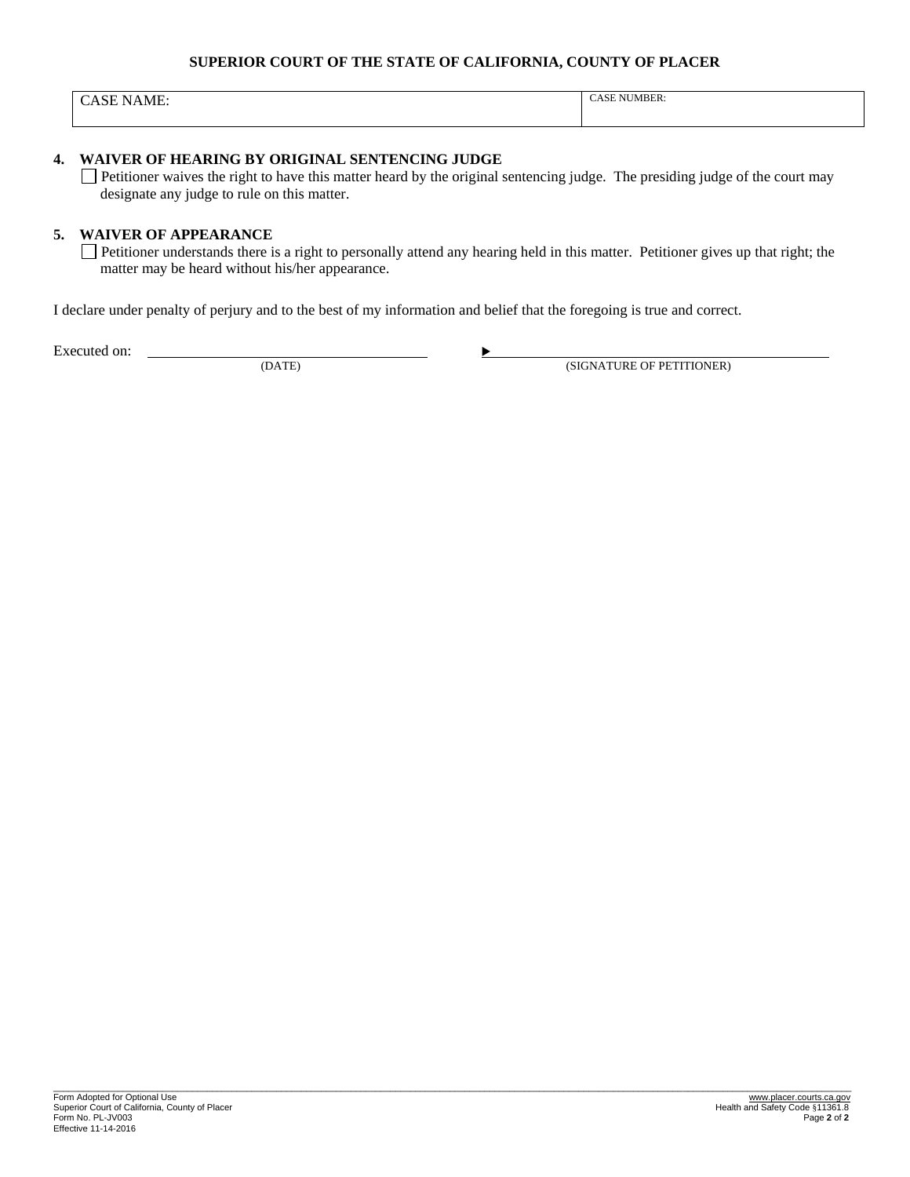**SUPERIOR COURT OF THE STATE OF CALIFORNIA, COUNTY OF PLACER**

| CASE NAME: | CASE NUMBER: |
|---|---|
| | |

**4. WAIVER OF HEARING BY ORIGINAL SENTENCING JUDGE**

☐ Petitioner waives the right to have this matter heard by the original sentencing judge. The presiding judge of the court may designate any judge to rule on this matter.

**5. WAIVER OF APPEARANCE**

☐ Petitioner understands there is a right to personally attend any hearing held in this matter. Petitioner gives up that right; the matter may be heard without his/her appearance.

I declare under penalty of perjury and to the best of my information and belief that the foregoing is true and correct.

Executed on: ______________________________ ► ______________________________

(DATE) (SIGNATURE OF PETITIONER)

Form Adopted for Optional Use
Superior Court of California, County of Placer
Form No. PL-JV003
Effective 11-14-2016

www.placer.courts.ca.gov
Health and Safety Code §11361.8